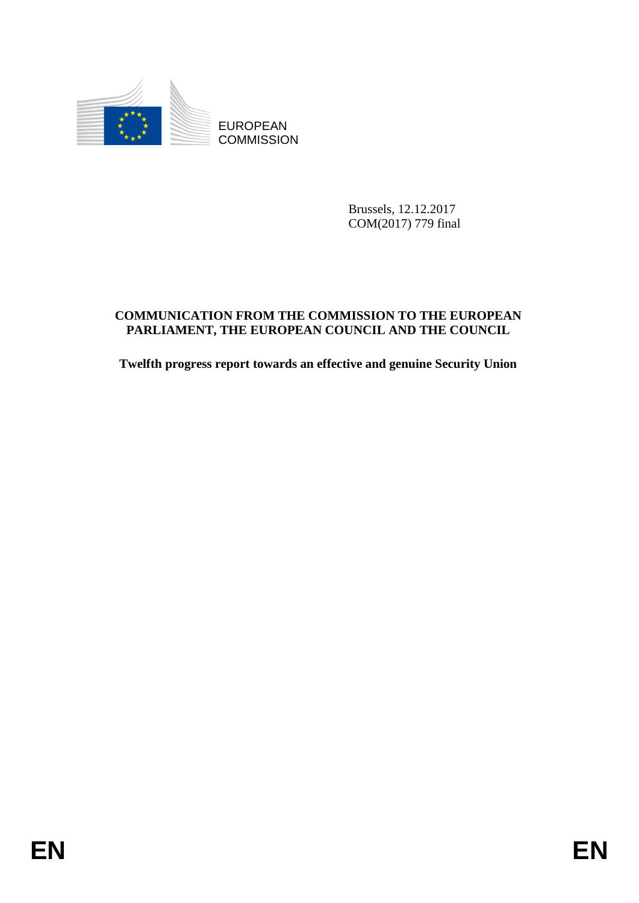EUROPEAN COMMISSION

Brussels, 12.12.2017
COM(2017) 779 final

**COMMUNICATION FROM THE COMMISSION TO THE EUROPEAN PARLIAMENT, THE EUROPEAN COUNCIL AND THE COUNCIL**

**Twelfth progress report towards an effective and genuine Security Union**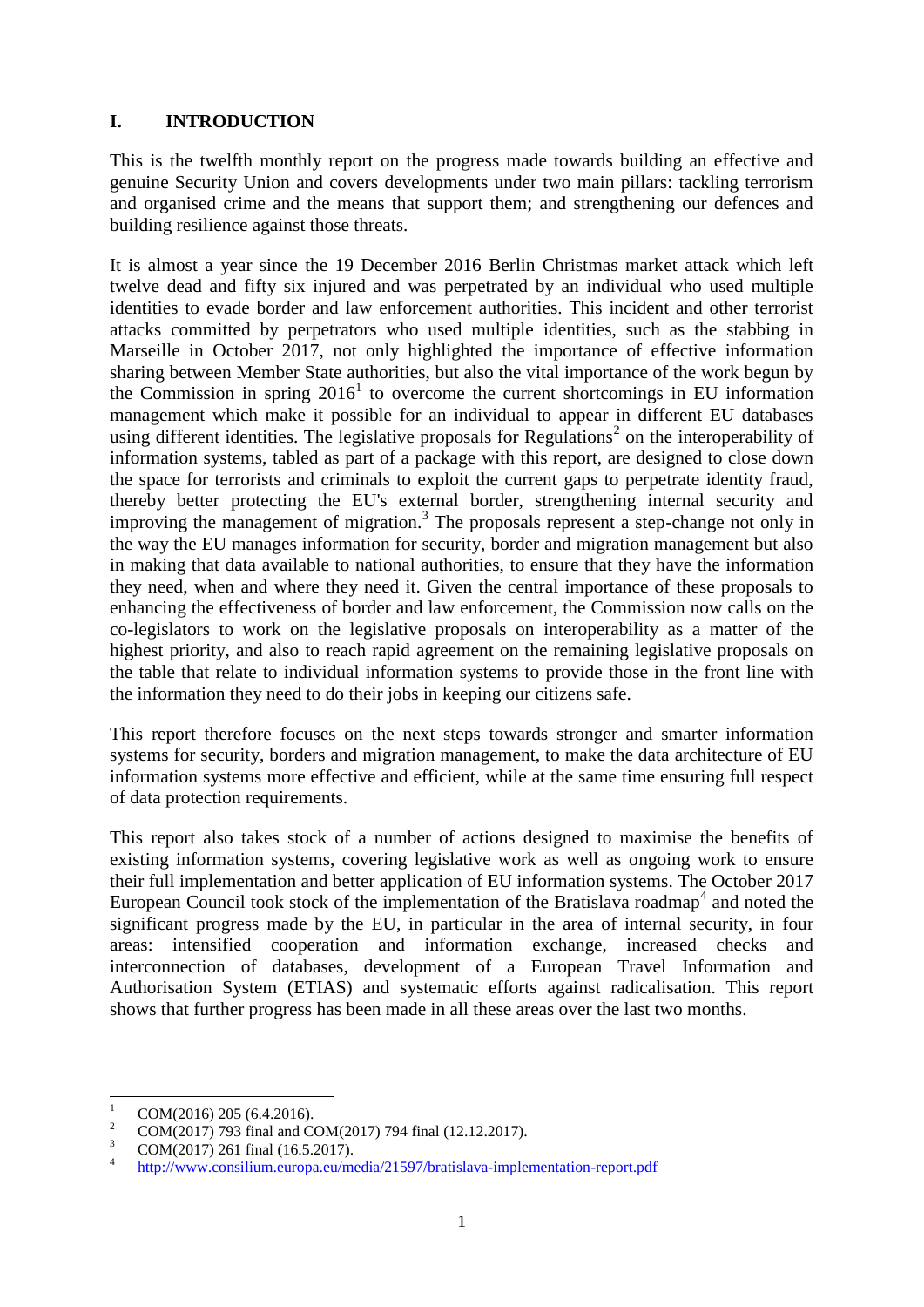# I. INTRODUCTION

This is the twelfth monthly report on the progress made towards building an effective and genuine Security Union and covers developments under two main pillars: tackling terrorism and organised crime and the means that support them; and strengthening our defences and building resilience against those threats.

It is almost a year since the 19 December 2016 Berlin Christmas market attack which left twelve dead and fifty six injured and was perpetrated by an individual who used multiple identities to evade border and law enforcement authorities. This incident and other terrorist attacks committed by perpetrators who used multiple identities, such as the stabbing in Marseille in October 2017, not only highlighted the importance of effective information sharing between Member State authorities, but also the vital importance of the work begun by the Commission in spring 2016[1] to overcome the current shortcomings in EU information management which make it possible for an individual to appear in different EU databases using different identities. The legislative proposals for Regulations[2] on the interoperability of information systems, tabled as part of a package with this report, are designed to close down the space for terrorists and criminals to exploit the current gaps to perpetrate identity fraud, thereby better protecting the EU's external border, strengthening internal security and improving the management of migration.[3] The proposals represent a step-change not only in the way the EU manages information for security, border and migration management but also in making that data available to national authorities, to ensure that they have the information they need, when and where they need it. Given the central importance of these proposals to enhancing the effectiveness of border and law enforcement, the Commission now calls on the co-legislators to work on the legislative proposals on interoperability as a matter of the highest priority, and also to reach rapid agreement on the remaining legislative proposals on the table that relate to individual information systems to provide those in the front line with the information they need to do their jobs in keeping our citizens safe.

This report therefore focuses on the next steps towards stronger and smarter information systems for security, borders and migration management, to make the data architecture of EU information systems more effective and efficient, while at the same time ensuring full respect of data protection requirements.

This report also takes stock of a number of actions designed to maximise the benefits of existing information systems, covering legislative work as well as ongoing work to ensure their full implementation and better application of EU information systems. The October 2017 European Council took stock of the implementation of the Bratislava roadmap[4] and noted the significant progress made by the EU, in particular in the area of internal security, in four areas: intensified cooperation and information exchange, increased checks and interconnection of databases, development of a European Travel Information and Authorisation System (ETIAS) and systematic efforts against radicalisation. This report shows that further progress has been made in all these areas over the last two months.

---

[1] COM(2016) 205 (6.4.2016).

[2] COM(2017) 793 final and COM(2017) 794 final (12.12.2017).

[3] COM(2017) 261 final (16.5.2017).

[4] http://www.consilium.europa.eu/media/21597/bratislava-implementation-report.pdf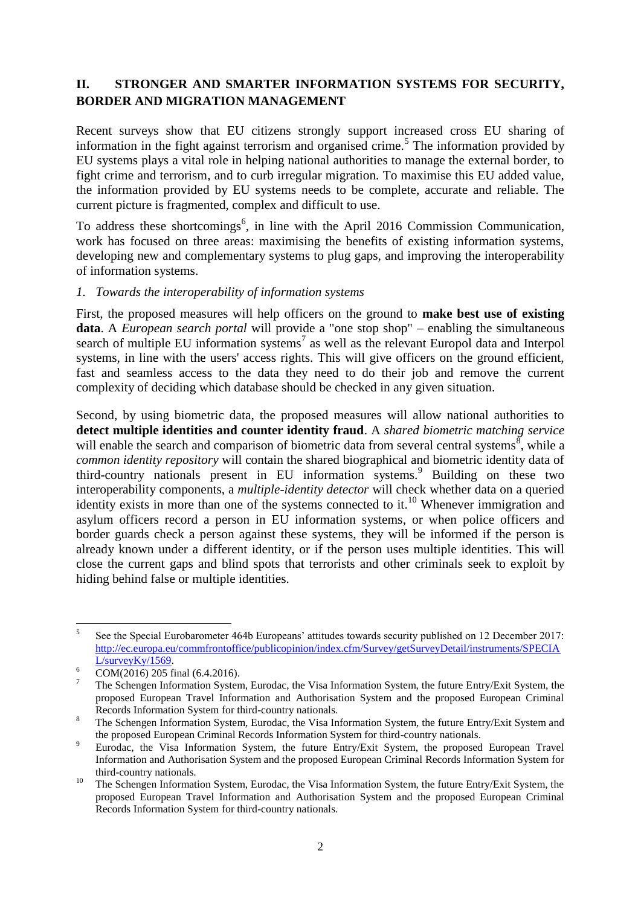## II. STRONGER AND SMARTER INFORMATION SYSTEMS FOR SECURITY, BORDER AND MIGRATION MANAGEMENT

Recent surveys show that EU citizens strongly support increased cross EU sharing of information in the fight against terrorism and organised crime.[5] The information provided by EU systems plays a vital role in helping national authorities to manage the external border, to fight crime and terrorism, and to curb irregular migration. To maximise this EU added value, the information provided by EU systems needs to be complete, accurate and reliable. The current picture is fragmented, complex and difficult to use.

To address these shortcomings[6], in line with the April 2016 Commission Communication, work has focused on three areas: maximising the benefits of existing information systems, developing new and complementary systems to plug gaps, and improving the interoperability of information systems.

### *1. Towards the interoperability of information systems*

First, the proposed measures will help officers on the ground to **make best use of existing data**. A *European search portal* will provide a "one stop shop" – enabling the simultaneous search of multiple EU information systems[7] as well as the relevant Europol data and Interpol systems, in line with the users' access rights. This will give officers on the ground efficient, fast and seamless access to the data they need to do their job and remove the current complexity of deciding which database should be checked in any given situation.

Second, by using biometric data, the proposed measures will allow national authorities to **detect multiple identities and counter identity fraud**. A *shared biometric matching service* will enable the search and comparison of biometric data from several central systems[8], while a *common identity repository* will contain the shared biographical and biometric identity data of third-country nationals present in EU information systems.[9] Building on these two interoperability components, a *multiple-identity detector* will check whether data on a queried identity exists in more than one of the systems connected to it.[10] Whenever immigration and asylum officers record a person in EU information systems, or when police officers and border guards check a person against these systems, they will be informed if the person is already known under a different identity, or if the person uses multiple identities. This will close the current gaps and blind spots that terrorists and other criminals seek to exploit by hiding behind false or multiple identities.

---

[5] See the Special Eurobarometer 464b Europeans' attitudes towards security published on 12 December 2017: http://ec.europa.eu/commfrontoffice/publicopinion/index.cfm/Survey/getSurveyDetail/instruments/SPECIAL/surveyKy/1569.

[6] COM(2016) 205 final (6.4.2016).

[7] The Schengen Information System, Eurodac, the Visa Information System, the future Entry/Exit System, the proposed European Travel Information and Authorisation System and the proposed European Criminal Records Information System for third-country nationals.

[8] The Schengen Information System, Eurodac, the Visa Information System, the future Entry/Exit System and the proposed European Criminal Records Information System for third-country nationals.

[9] Eurodac, the Visa Information System, the future Entry/Exit System, the proposed European Travel Information and Authorisation System and the proposed European Criminal Records Information System for third-country nationals.

[10] The Schengen Information System, Eurodac, the Visa Information System, the future Entry/Exit System, the proposed European Travel Information and Authorisation System and the proposed European Criminal Records Information System for third-country nationals.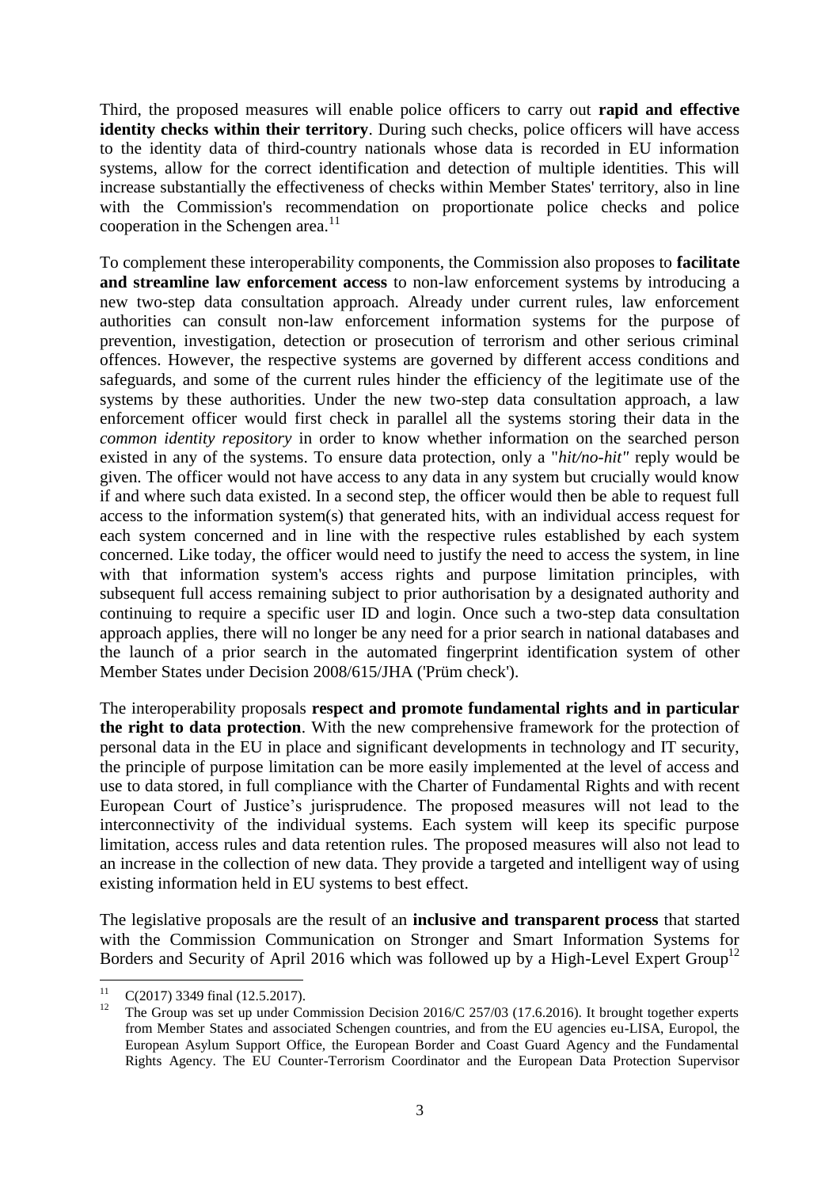Third, the proposed measures will enable police officers to carry out **rapid and effective identity checks within their territory**. During such checks, police officers will have access to the identity data of third-country nationals whose data is recorded in EU information systems, allow for the correct identification and detection of multiple identities. This will increase substantially the effectiveness of checks within Member States' territory, also in line with the Commission's recommendation on proportionate police checks and police cooperation in the Schengen area.[11]

To complement these interoperability components, the Commission also proposes to **facilitate and streamline law enforcement access** to non-law enforcement systems by introducing a new two-step data consultation approach. Already under current rules, law enforcement authorities can consult non-law enforcement information systems for the purpose of prevention, investigation, detection or prosecution of terrorism and other serious criminal offences. However, the respective systems are governed by different access conditions and safeguards, and some of the current rules hinder the efficiency of the legitimate use of the systems by these authorities. Under the new two-step data consultation approach, a law enforcement officer would first check in parallel all the systems storing their data in the *common identity repository* in order to know whether information on the searched person existed in any of the systems. To ensure data protection, only a "*hit/no-hit*" reply would be given. The officer would not have access to any data in any system but crucially would know if and where such data existed. In a second step, the officer would then be able to request full access to the information system(s) that generated hits, with an individual access request for each system concerned and in line with the respective rules established by each system concerned. Like today, the officer would need to justify the need to access the system, in line with that information system's access rights and purpose limitation principles, with subsequent full access remaining subject to prior authorisation by a designated authority and continuing to require a specific user ID and login. Once such a two-step data consultation approach applies, there will no longer be any need for a prior search in national databases and the launch of a prior search in the automated fingerprint identification system of other Member States under Decision 2008/615/JHA ('Prüm check').

The interoperability proposals **respect and promote fundamental rights and in particular the right to data protection**. With the new comprehensive framework for the protection of personal data in the EU in place and significant developments in technology and IT security, the principle of purpose limitation can be more easily implemented at the level of access and use to data stored, in full compliance with the Charter of Fundamental Rights and with recent European Court of Justice's jurisprudence. The proposed measures will not lead to the interconnectivity of the individual systems. Each system will keep its specific purpose limitation, access rules and data retention rules. The proposed measures will also not lead to an increase in the collection of new data. They provide a targeted and intelligent way of using existing information held in EU systems to best effect.

The legislative proposals are the result of an **inclusive and transparent process** that started with the Commission Communication on Stronger and Smart Information Systems for Borders and Security of April 2016 which was followed up by a High-Level Expert Group[12]

---

[11] C(2017) 3349 final (12.5.2017).

[12] The Group was set up under Commission Decision 2016/C 257/03 (17.6.2016). It brought together experts from Member States and associated Schengen countries, and from the EU agencies eu-LISA, Europol, the European Asylum Support Office, the European Border and Coast Guard Agency and the Fundamental Rights Agency. The EU Counter-Terrorism Coordinator and the European Data Protection Supervisor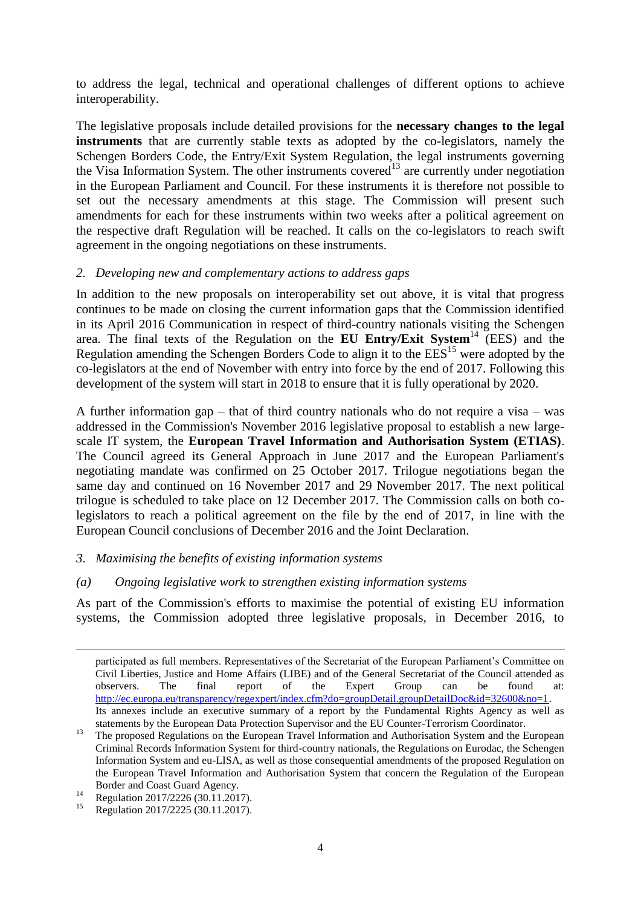to address the legal, technical and operational challenges of different options to achieve interoperability.

The legislative proposals include detailed provisions for the **necessary changes to the legal instruments** that are currently stable texts as adopted by the co-legislators, namely the Schengen Borders Code, the Entry/Exit System Regulation, the legal instruments governing the Visa Information System. The other instruments covered[13] are currently under negotiation in the European Parliament and Council. For these instruments it is therefore not possible to set out the necessary amendments at this stage. The Commission will present such amendments for each for these instruments within two weeks after a political agreement on the respective draft Regulation will be reached. It calls on the co-legislators to reach swift agreement in the ongoing negotiations on these instruments.

*2. Developing new and complementary actions to address gaps*

In addition to the new proposals on interoperability set out above, it is vital that progress continues to be made on closing the current information gaps that the Commission identified in its April 2016 Communication in respect of third-country nationals visiting the Schengen area. The final texts of the Regulation on the **EU Entry/Exit System**[14] (EES) and the Regulation amending the Schengen Borders Code to align it to the EES[15] were adopted by the co-legislators at the end of November with entry into force by the end of 2017. Following this development of the system will start in 2018 to ensure that it is fully operational by 2020.

A further information gap – that of third country nationals who do not require a visa – was addressed in the Commission's November 2016 legislative proposal to establish a new large-scale IT system, the **European Travel Information and Authorisation System (ETIAS)**. The Council agreed its General Approach in June 2017 and the European Parliament's negotiating mandate was confirmed on 25 October 2017. Trilogue negotiations began the same day and continued on 16 November 2017 and 29 November 2017. The next political trilogue is scheduled to take place on 12 December 2017. The Commission calls on both co-legislators to reach a political agreement on the file by the end of 2017, in line with the European Council conclusions of December 2016 and the Joint Declaration.

*3. Maximising the benefits of existing information systems*

*(a) Ongoing legislative work to strengthen existing information systems*

As part of the Commission's efforts to maximise the potential of existing EU information systems, the Commission adopted three legislative proposals, in December 2016, to

participated as full members. Representatives of the Secretariat of the European Parliament's Committee on Civil Liberties, Justice and Home Affairs (LIBE) and of the General Secretariat of the Council attended as observers. The final report of the Expert Group can be found at: http://ec.europa.eu/transparency/regexpert/index.cfm?do=groupDetail.groupDetailDoc&id=32600&no=1. Its annexes include an executive summary of a report by the Fundamental Rights Agency as well as statements by the European Data Protection Supervisor and the EU Counter-Terrorism Coordinator.

[13] The proposed Regulations on the European Travel Information and Authorisation System and the European Criminal Records Information System for third-country nationals, the Regulations on Eurodac, the Schengen Information System and eu-LISA, as well as those consequential amendments of the proposed Regulation on the European Travel Information and Authorisation System that concern the Regulation of the European Border and Coast Guard Agency.

[14] Regulation 2017/2226 (30.11.2017).

[15] Regulation 2017/2225 (30.11.2017).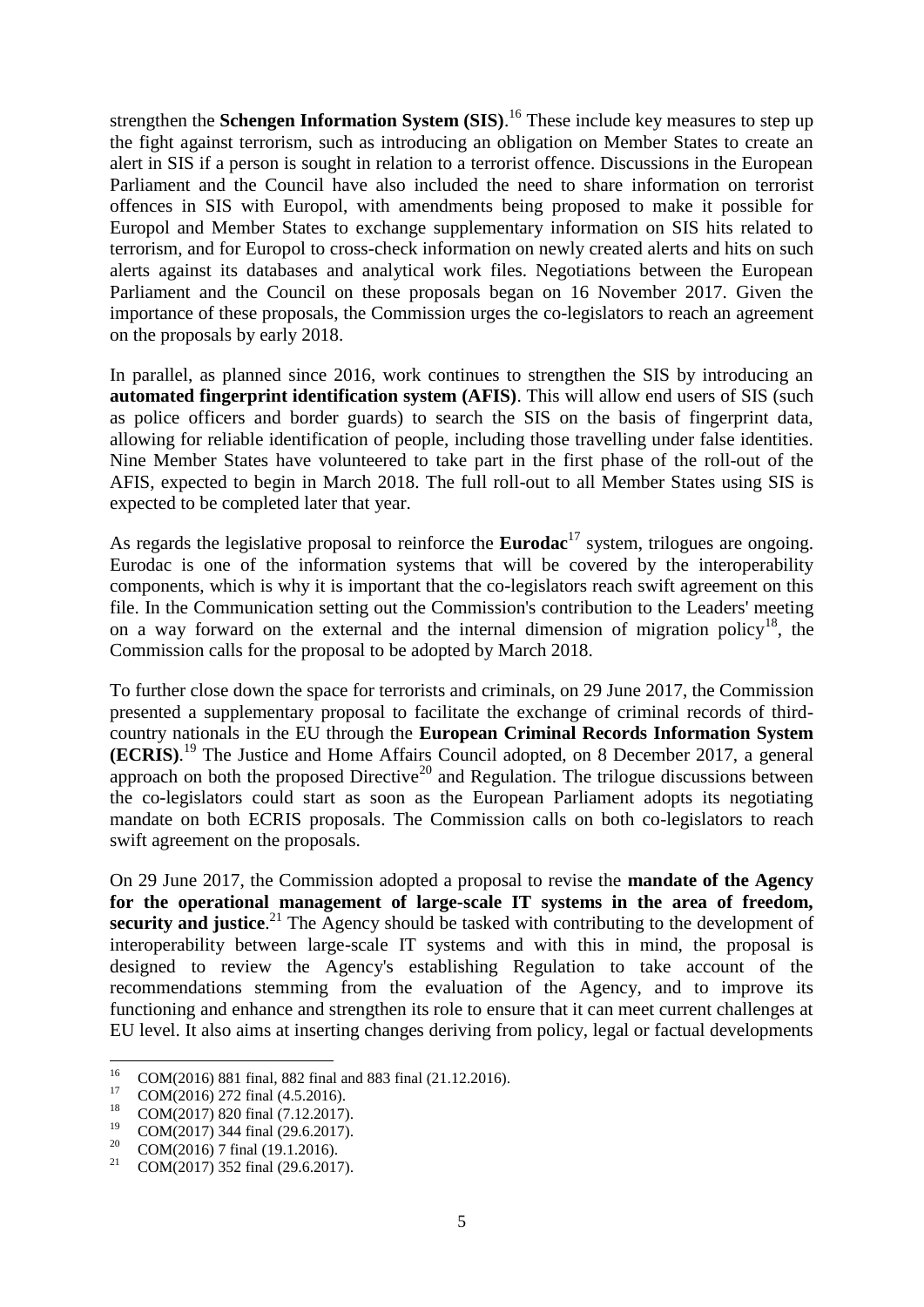strengthen the **Schengen Information System (SIS)**.[16] These include key measures to step up the fight against terrorism, such as introducing an obligation on Member States to create an alert in SIS if a person is sought in relation to a terrorist offence. Discussions in the European Parliament and the Council have also included the need to share information on terrorist offences in SIS with Europol, with amendments being proposed to make it possible for Europol and Member States to exchange supplementary information on SIS hits related to terrorism, and for Europol to cross-check information on newly created alerts and hits on such alerts against its databases and analytical work files. Negotiations between the European Parliament and the Council on these proposals began on 16 November 2017. Given the importance of these proposals, the Commission urges the co-legislators to reach an agreement on the proposals by early 2018.

In parallel, as planned since 2016, work continues to strengthen the SIS by introducing an **automated fingerprint identification system (AFIS)**. This will allow end users of SIS (such as police officers and border guards) to search the SIS on the basis of fingerprint data, allowing for reliable identification of people, including those travelling under false identities. Nine Member States have volunteered to take part in the first phase of the roll-out of the AFIS, expected to begin in March 2018. The full roll-out to all Member States using SIS is expected to be completed later that year.

As regards the legislative proposal to reinforce the **Eurodac**[17] system, trilogues are ongoing. Eurodac is one of the information systems that will be covered by the interoperability components, which is why it is important that the co-legislators reach swift agreement on this file. In the Communication setting out the Commission's contribution to the Leaders' meeting on a way forward on the external and the internal dimension of migration policy[18], the Commission calls for the proposal to be adopted by March 2018.

To further close down the space for terrorists and criminals, on 29 June 2017, the Commission presented a supplementary proposal to facilitate the exchange of criminal records of third-country nationals in the EU through the **European Criminal Records Information System (ECRIS)**.[19] The Justice and Home Affairs Council adopted, on 8 December 2017, a general approach on both the proposed Directive[20] and Regulation. The trilogue discussions between the co-legislators could start as soon as the European Parliament adopts its negotiating mandate on both ECRIS proposals. The Commission calls on both co-legislators to reach swift agreement on the proposals.

On 29 June 2017, the Commission adopted a proposal to revise the **mandate of the Agency for the operational management of large-scale IT systems in the area of freedom, security and justice**.[21] The Agency should be tasked with contributing to the development of interoperability between large-scale IT systems and with this in mind, the proposal is designed to review the Agency's establishing Regulation to take account of the recommendations stemming from the evaluation of the Agency, and to improve its functioning and enhance and strengthen its role to ensure that it can meet current challenges at EU level. It also aims at inserting changes deriving from policy, legal or factual developments

[16] COM(2016) 881 final, 882 final and 883 final (21.12.2016).
[17] COM(2016) 272 final (4.5.2016).
[18] COM(2017) 820 final (7.12.2017).
[19] COM(2017) 344 final (29.6.2017).
[20] COM(2016) 7 final (19.1.2016).
[21] COM(2017) 352 final (29.6.2017).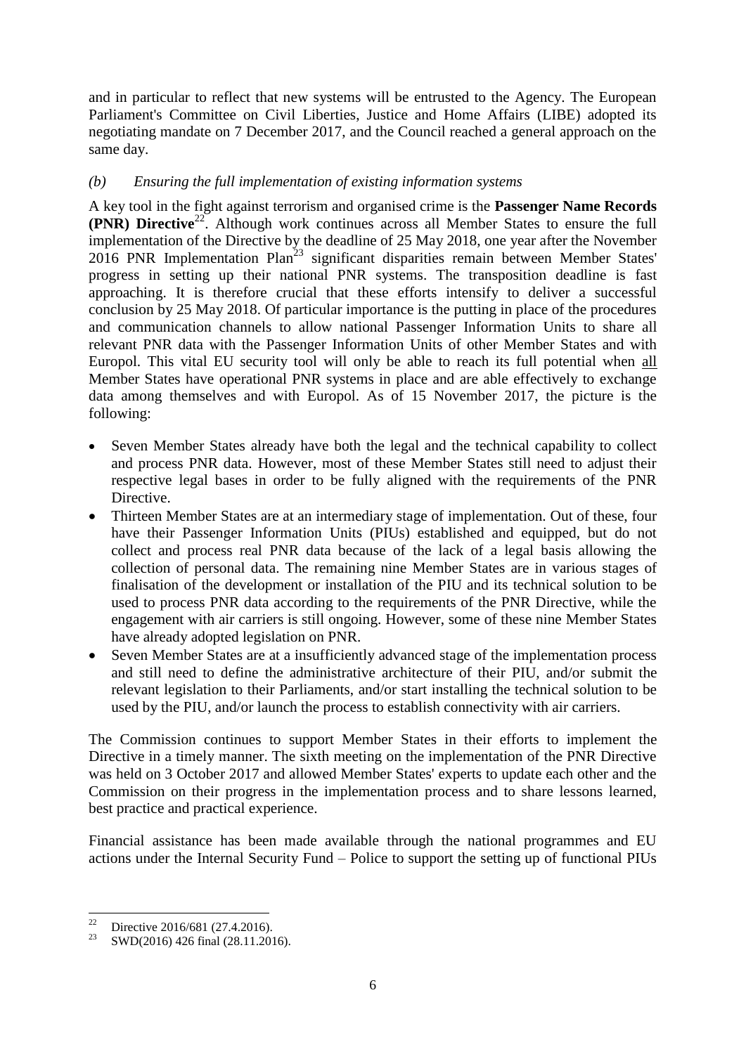and in particular to reflect that new systems will be entrusted to the Agency. The European Parliament's Committee on Civil Liberties, Justice and Home Affairs (LIBE) adopted its negotiating mandate on 7 December 2017, and the Council reached a general approach on the same day.

*(b) Ensuring the full implementation of existing information systems*

A key tool in the fight against terrorism and organised crime is the **Passenger Name Records (PNR) Directive**[22]. Although work continues across all Member States to ensure the full implementation of the Directive by the deadline of 25 May 2018, one year after the November 2016 PNR Implementation Plan[23] significant disparities remain between Member States' progress in setting up their national PNR systems. The transposition deadline is fast approaching. It is therefore crucial that these efforts intensify to deliver a successful conclusion by 25 May 2018. Of particular importance is the putting in place of the procedures and communication channels to allow national Passenger Information Units to share all relevant PNR data with the Passenger Information Units of other Member States and with Europol. This vital EU security tool will only be able to reach its full potential when all Member States have operational PNR systems in place and are able effectively to exchange data among themselves and with Europol. As of 15 November 2017, the picture is the following:

- Seven Member States already have both the legal and the technical capability to collect and process PNR data. However, most of these Member States still need to adjust their respective legal bases in order to be fully aligned with the requirements of the PNR Directive.
- Thirteen Member States are at an intermediary stage of implementation. Out of these, four have their Passenger Information Units (PIUs) established and equipped, but do not collect and process real PNR data because of the lack of a legal basis allowing the collection of personal data. The remaining nine Member States are in various stages of finalisation of the development or installation of the PIU and its technical solution to be used to process PNR data according to the requirements of the PNR Directive, while the engagement with air carriers is still ongoing. However, some of these nine Member States have already adopted legislation on PNR.
- Seven Member States are at a insufficiently advanced stage of the implementation process and still need to define the administrative architecture of their PIU, and/or submit the relevant legislation to their Parliaments, and/or start installing the technical solution to be used by the PIU, and/or launch the process to establish connectivity with air carriers.

The Commission continues to support Member States in their efforts to implement the Directive in a timely manner. The sixth meeting on the implementation of the PNR Directive was held on 3 October 2017 and allowed Member States' experts to update each other and the Commission on their progress in the implementation process and to share lessons learned, best practice and practical experience.

Financial assistance has been made available through the national programmes and EU actions under the Internal Security Fund – Police to support the setting up of functional PIUs

---

[22] Directive 2016/681 (27.4.2016).

[23] SWD(2016) 426 final (28.11.2016).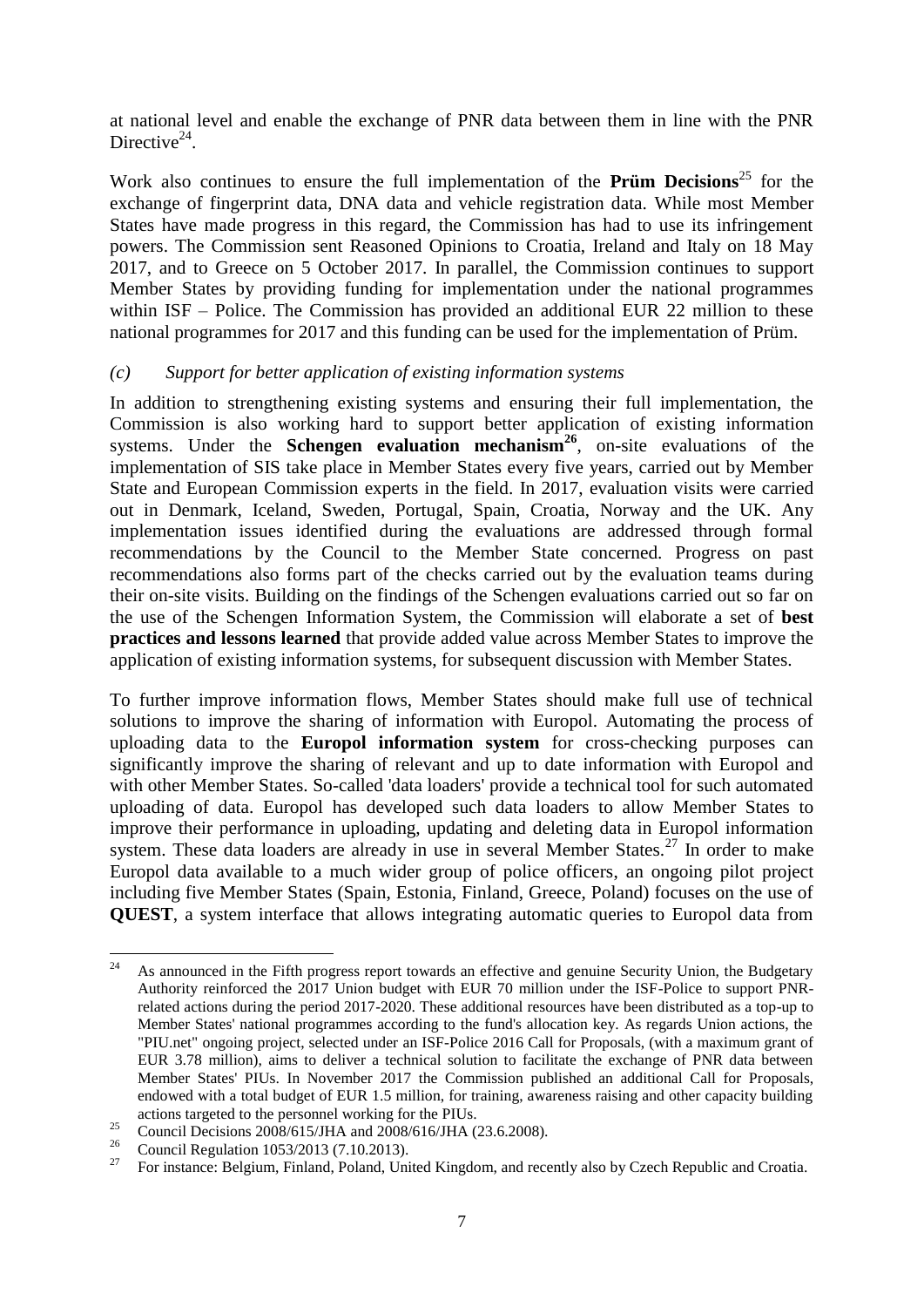at national level and enable the exchange of PNR data between them in line with the PNR Directive[24].

Work also continues to ensure the full implementation of the **Prüm Decisions**[25] for the exchange of fingerprint data, DNA data and vehicle registration data. While most Member States have made progress in this regard, the Commission has had to use its infringement powers. The Commission sent Reasoned Opinions to Croatia, Ireland and Italy on 18 May 2017, and to Greece on 5 October 2017. In parallel, the Commission continues to support Member States by providing funding for implementation under the national programmes within ISF – Police. The Commission has provided an additional EUR 22 million to these national programmes for 2017 and this funding can be used for the implementation of Prüm.

### *(c) Support for better application of existing information systems*

In addition to strengthening existing systems and ensuring their full implementation, the Commission is also working hard to support better application of existing information systems. Under the **Schengen evaluation mechanism**[26], on-site evaluations of the implementation of SIS take place in Member States every five years, carried out by Member State and European Commission experts in the field. In 2017, evaluation visits were carried out in Denmark, Iceland, Sweden, Portugal, Spain, Croatia, Norway and the UK. Any implementation issues identified during the evaluations are addressed through formal recommendations by the Council to the Member State concerned. Progress on past recommendations also forms part of the checks carried out by the evaluation teams during their on-site visits. Building on the findings of the Schengen evaluations carried out so far on the use of the Schengen Information System, the Commission will elaborate a set of **best practices and lessons learned** that provide added value across Member States to improve the application of existing information systems, for subsequent discussion with Member States.

To further improve information flows, Member States should make full use of technical solutions to improve the sharing of information with Europol. Automating the process of uploading data to the **Europol information system** for cross-checking purposes can significantly improve the sharing of relevant and up to date information with Europol and with other Member States. So-called 'data loaders' provide a technical tool for such automated uploading of data. Europol has developed such data loaders to allow Member States to improve their performance in uploading, updating and deleting data in Europol information system. These data loaders are already in use in several Member States.[27] In order to make Europol data available to a much wider group of police officers, an ongoing pilot project including five Member States (Spain, Estonia, Finland, Greece, Poland) focuses on the use of **QUEST**, a system interface that allows integrating automatic queries to Europol data from

---

[24] As announced in the Fifth progress report towards an effective and genuine Security Union, the Budgetary Authority reinforced the 2017 Union budget with EUR 70 million under the ISF-Police to support PNR-related actions during the period 2017-2020. These additional resources have been distributed as a top-up to Member States' national programmes according to the fund's allocation key. As regards Union actions, the "PIU.net" ongoing project, selected under an ISF-Police 2016 Call for Proposals, (with a maximum grant of EUR 3.78 million), aims to deliver a technical solution to facilitate the exchange of PNR data between Member States' PIUs. In November 2017 the Commission published an additional Call for Proposals, endowed with a total budget of EUR 1.5 million, for training, awareness raising and other capacity building actions targeted to the personnel working for the PIUs.

[25] Council Decisions 2008/615/JHA and 2008/616/JHA (23.6.2008).

[26] Council Regulation 1053/2013 (7.10.2013).

[27] For instance: Belgium, Finland, Poland, United Kingdom, and recently also by Czech Republic and Croatia.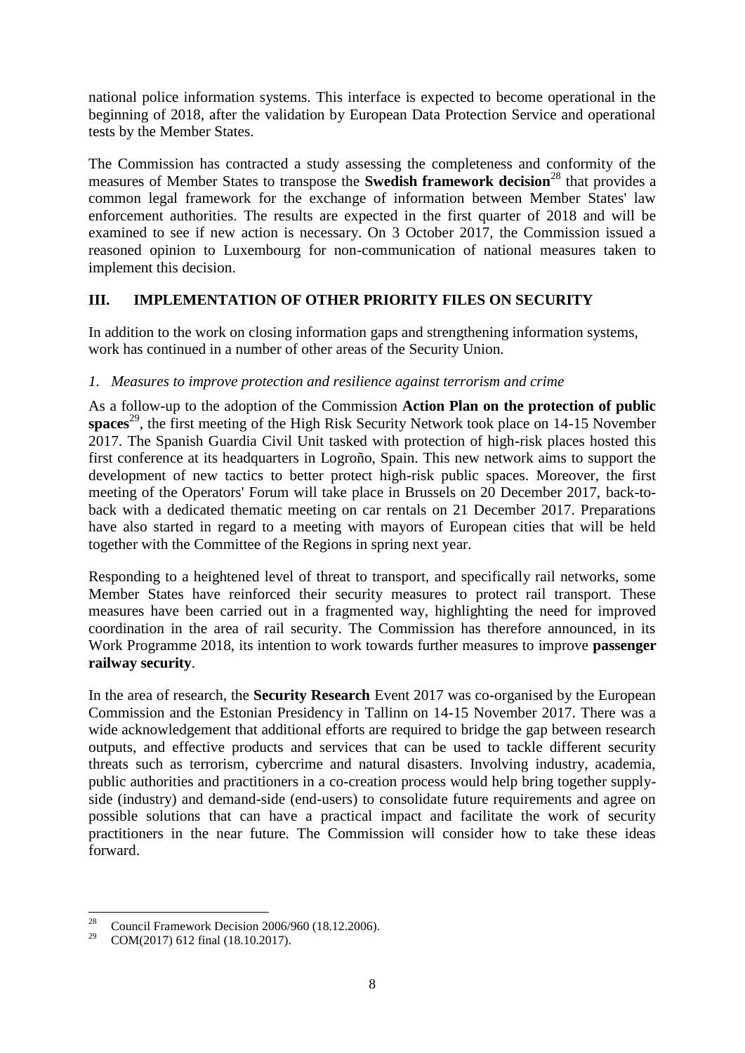national police information systems. This interface is expected to become operational in the beginning of 2018, after the validation by European Data Protection Service and operational tests by the Member States.

The Commission has contracted a study assessing the completeness and conformity of the measures of Member States to transpose the **Swedish framework decision**[28] that provides a common legal framework for the exchange of information between Member States' law enforcement authorities. The results are expected in the first quarter of 2018 and will be examined to see if new action is necessary. On 3 October 2017, the Commission issued a reasoned opinion to Luxembourg for non-communication of national measures taken to implement this decision.

## III. IMPLEMENTATION OF OTHER PRIORITY FILES ON SECURITY

In addition to the work on closing information gaps and strengthening information systems, work has continued in a number of other areas of the Security Union.

### *1. Measures to improve protection and resilience against terrorism and crime*

As a follow-up to the adoption of the Commission **Action Plan on the protection of public spaces**[29], the first meeting of the High Risk Security Network took place on 14-15 November 2017. The Spanish Guardia Civil Unit tasked with protection of high-risk places hosted this first conference at its headquarters in Logroño, Spain. This new network aims to support the development of new tactics to better protect high-risk public spaces. Moreover, the first meeting of the Operators' Forum will take place in Brussels on 20 December 2017, back-to-back with a dedicated thematic meeting on car rentals on 21 December 2017. Preparations have also started in regard to a meeting with mayors of European cities that will be held together with the Committee of the Regions in spring next year.

Responding to a heightened level of threat to transport, and specifically rail networks, some Member States have reinforced their security measures to protect rail transport. These measures have been carried out in a fragmented way, highlighting the need for improved coordination in the area of rail security. The Commission has therefore announced, in its Work Programme 2018, its intention to work towards further measures to improve **passenger railway security**.

In the area of research, the **Security Research** Event 2017 was co-organised by the European Commission and the Estonian Presidency in Tallinn on 14-15 November 2017. There was a wide acknowledgement that additional efforts are required to bridge the gap between research outputs, and effective products and services that can be used to tackle different security threats such as terrorism, cybercrime and natural disasters. Involving industry, academia, public authorities and practitioners in a co-creation process would help bring together supply-side (industry) and demand-side (end-users) to consolidate future requirements and agree on possible solutions that can have a practical impact and facilitate the work of security practitioners in the near future. The Commission will consider how to take these ideas forward.

---

[28] Council Framework Decision 2006/960 (18.12.2006).

[29] COM(2017) 612 final (18.10.2017).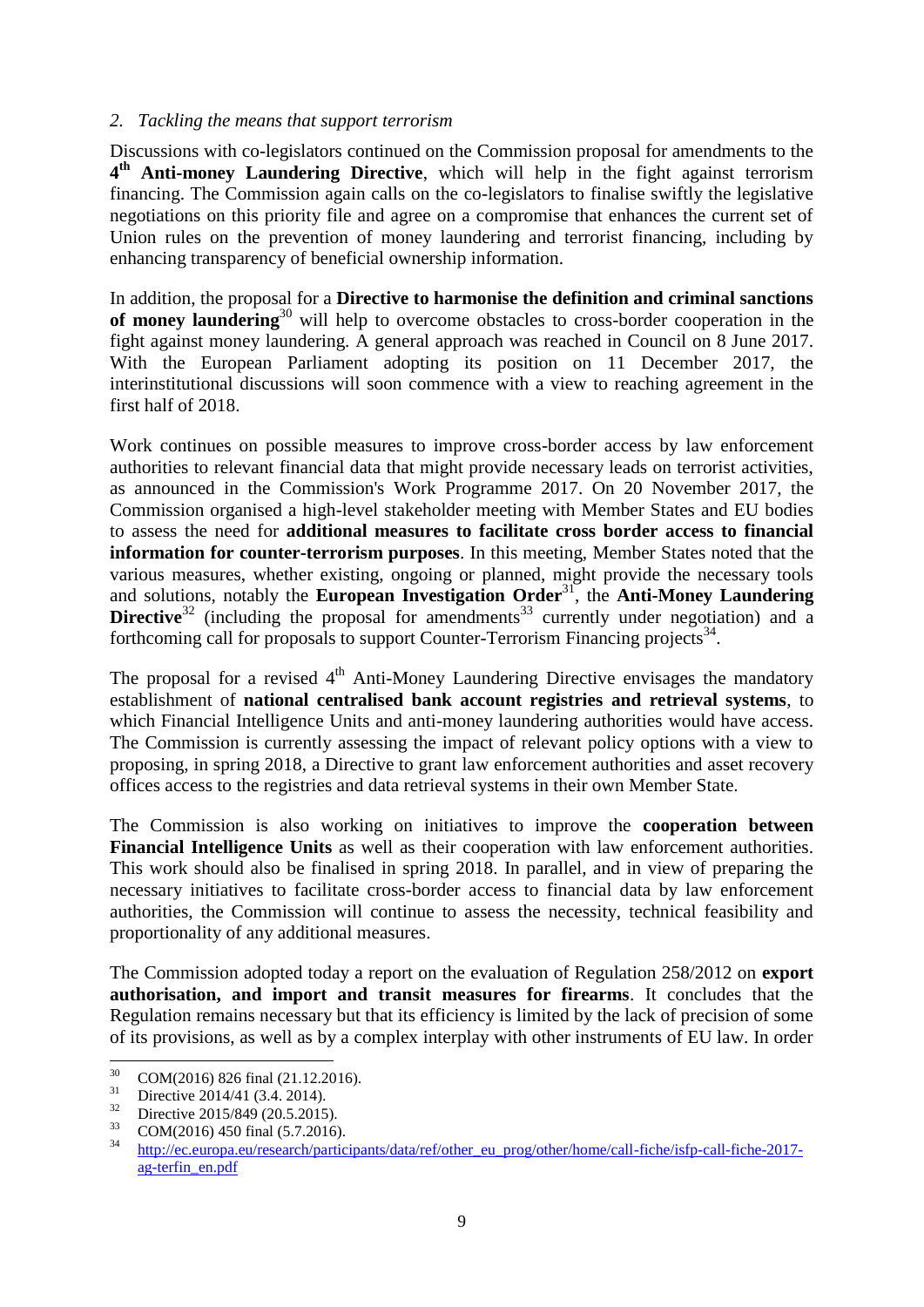*2. Tackling the means that support terrorism*

Discussions with co-legislators continued on the Commission proposal for amendments to the **4th Anti-money Laundering Directive**, which will help in the fight against terrorism financing. The Commission again calls on the co-legislators to finalise swiftly the legislative negotiations on this priority file and agree on a compromise that enhances the current set of Union rules on the prevention of money laundering and terrorist financing, including by enhancing transparency of beneficial ownership information.

In addition, the proposal for a **Directive to harmonise the definition and criminal sanctions of money laundering**[30] will help to overcome obstacles to cross-border cooperation in the fight against money laundering. A general approach was reached in Council on 8 June 2017. With the European Parliament adopting its position on 11 December 2017, the interinstitutional discussions will soon commence with a view to reaching agreement in the first half of 2018.

Work continues on possible measures to improve cross-border access by law enforcement authorities to relevant financial data that might provide necessary leads on terrorist activities, as announced in the Commission's Work Programme 2017. On 20 November 2017, the Commission organised a high-level stakeholder meeting with Member States and EU bodies to assess the need for **additional measures to facilitate cross border access to financial information for counter-terrorism purposes**. In this meeting, Member States noted that the various measures, whether existing, ongoing or planned, might provide the necessary tools and solutions, notably the **European Investigation Order**[31], the **Anti-Money Laundering Directive**[32] (including the proposal for amendments[33] currently under negotiation) and a forthcoming call for proposals to support Counter-Terrorism Financing projects[34].

The proposal for a revised 4th Anti-Money Laundering Directive envisages the mandatory establishment of **national centralised bank account registries and retrieval systems**, to which Financial Intelligence Units and anti-money laundering authorities would have access. The Commission is currently assessing the impact of relevant policy options with a view to proposing, in spring 2018, a Directive to grant law enforcement authorities and asset recovery offices access to the registries and data retrieval systems in their own Member State.

The Commission is also working on initiatives to improve the **cooperation between Financial Intelligence Units** as well as their cooperation with law enforcement authorities. This work should also be finalised in spring 2018. In parallel, and in view of preparing the necessary initiatives to facilitate cross-border access to financial data by law enforcement authorities, the Commission will continue to assess the necessity, technical feasibility and proportionality of any additional measures.

The Commission adopted today a report on the evaluation of Regulation 258/2012 on **export authorisation, and import and transit measures for firearms**. It concludes that the Regulation remains necessary but that its efficiency is limited by the lack of precision of some of its provisions, as well as by a complex interplay with other instruments of EU law. In order

---

[30] COM(2016) 826 final (21.12.2016).

[31] Directive 2014/41 (3.4. 2014).

[32] Directive 2015/849 (20.5.2015).

[33] COM(2016) 450 final (5.7.2016).

[34] http://ec.europa.eu/research/participants/data/ref/other_eu_prog/other/home/call-fiche/isfp-call-fiche-2017-ag-terfin_en.pdf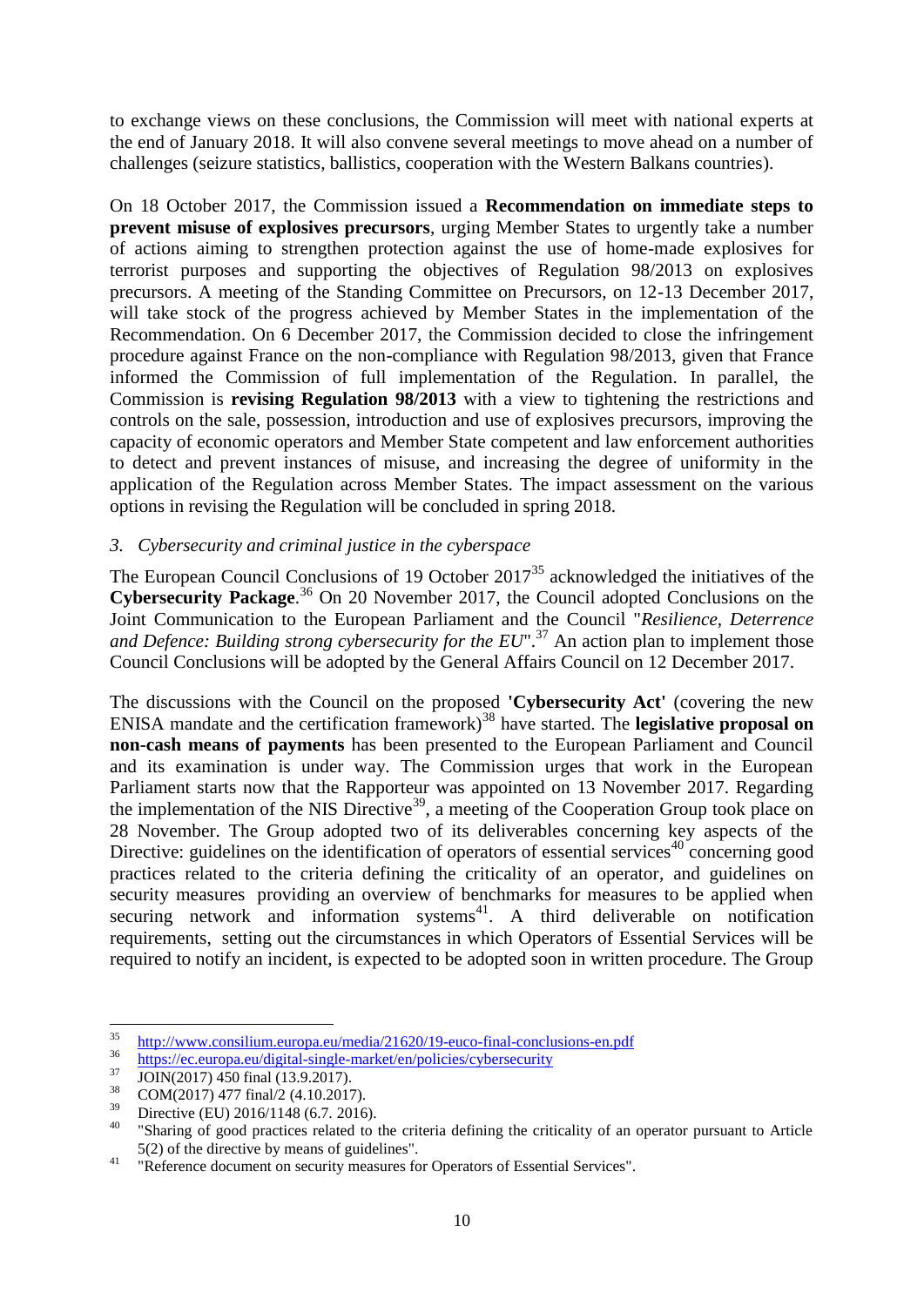to exchange views on these conclusions, the Commission will meet with national experts at the end of January 2018. It will also convene several meetings to move ahead on a number of challenges (seizure statistics, ballistics, cooperation with the Western Balkans countries).

On 18 October 2017, the Commission issued a **Recommendation on immediate steps to prevent misuse of explosives precursors**, urging Member States to urgently take a number of actions aiming to strengthen protection against the use of home-made explosives for terrorist purposes and supporting the objectives of Regulation 98/2013 on explosives precursors. A meeting of the Standing Committee on Precursors, on 12-13 December 2017, will take stock of the progress achieved by Member States in the implementation of the Recommendation. On 6 December 2017, the Commission decided to close the infringement procedure against France on the non-compliance with Regulation 98/2013, given that France informed the Commission of full implementation of the Regulation. In parallel, the Commission is **revising Regulation 98/2013** with a view to tightening the restrictions and controls on the sale, possession, introduction and use of explosives precursors, improving the capacity of economic operators and Member State competent and law enforcement authorities to detect and prevent instances of misuse, and increasing the degree of uniformity in the application of the Regulation across Member States. The impact assessment on the various options in revising the Regulation will be concluded in spring 2018.

*3. Cybersecurity and criminal justice in the cyberspace*

The European Council Conclusions of 19 October 2017[35] acknowledged the initiatives of the **Cybersecurity Package**.[36] On 20 November 2017, the Council adopted Conclusions on the Joint Communication to the European Parliament and the Council "*Resilience, Deterrence and Defence: Building strong cybersecurity for the EU*".[37] An action plan to implement those Council Conclusions will be adopted by the General Affairs Council on 12 December 2017.

The discussions with the Council on the proposed **'Cybersecurity Act'** (covering the new ENISA mandate and the certification framework)[38] have started. The **legislative proposal on non-cash means of payments** has been presented to the European Parliament and Council and its examination is under way. The Commission urges that work in the European Parliament starts now that the Rapporteur was appointed on 13 November 2017. Regarding the implementation of the NIS Directive[39], a meeting of the Cooperation Group took place on 28 November. The Group adopted two of its deliverables concerning key aspects of the Directive: guidelines on the identification of operators of essential services[40] concerning good practices related to the criteria defining the criticality of an operator, and guidelines on security measures providing an overview of benchmarks for measures to be applied when securing network and information systems[41]. A third deliverable on notification requirements, setting out the circumstances in which Operators of Essential Services will be required to notify an incident, is expected to be adopted soon in written procedure. The Group

---

[35] http://www.consilium.europa.eu/media/21620/19-euco-final-conclusions-en.pdf

[36] https://ec.europa.eu/digital-single-market/en/policies/cybersecurity

[37] JOIN(2017) 450 final (13.9.2017).

[38] COM(2017) 477 final/2 (4.10.2017).

[39] Directive (EU) 2016/1148 (6.7. 2016).

[40] "Sharing of good practices related to the criteria defining the criticality of an operator pursuant to Article 5(2) of the directive by means of guidelines".

[41] "Reference document on security measures for Operators of Essential Services".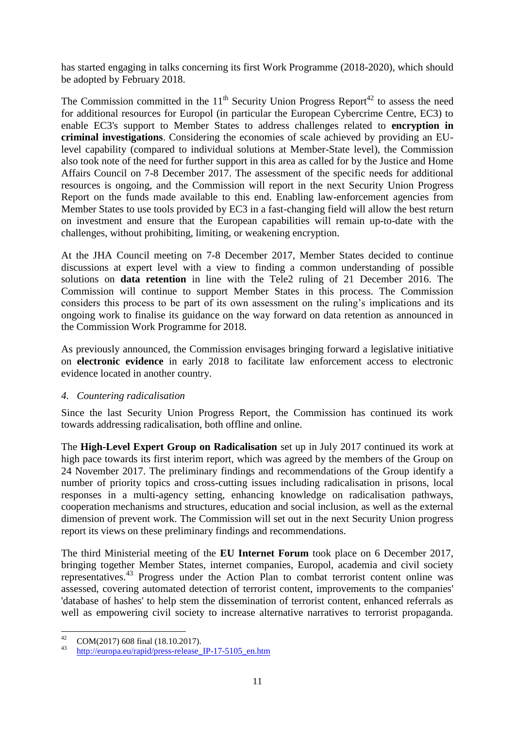has started engaging in talks concerning its first Work Programme (2018-2020), which should be adopted by February 2018.

The Commission committed in the 11th Security Union Progress Report[42] to assess the need for additional resources for Europol (in particular the European Cybercrime Centre, EC3) to enable EC3's support to Member States to address challenges related to **encryption in criminal investigations**. Considering the economies of scale achieved by providing an EU-level capability (compared to individual solutions at Member-State level), the Commission also took note of the need for further support in this area as called for by the Justice and Home Affairs Council on 7-8 December 2017. The assessment of the specific needs for additional resources is ongoing, and the Commission will report in the next Security Union Progress Report on the funds made available to this end. Enabling law-enforcement agencies from Member States to use tools provided by EC3 in a fast-changing field will allow the best return on investment and ensure that the European capabilities will remain up-to-date with the challenges, without prohibiting, limiting, or weakening encryption.

At the JHA Council meeting on 7-8 December 2017, Member States decided to continue discussions at expert level with a view to finding a common understanding of possible solutions on **data retention** in line with the Tele2 ruling of 21 December 2016. The Commission will continue to support Member States in this process. The Commission considers this process to be part of its own assessment on the ruling's implications and its ongoing work to finalise its guidance on the way forward on data retention as announced in the Commission Work Programme for 2018.

As previously announced, the Commission envisages bringing forward a legislative initiative on **electronic evidence** in early 2018 to facilitate law enforcement access to electronic evidence located in another country.

## *4. Countering radicalisation*

Since the last Security Union Progress Report, the Commission has continued its work towards addressing radicalisation, both offline and online.

The **High-Level Expert Group on Radicalisation** set up in July 2017 continued its work at high pace towards its first interim report, which was agreed by the members of the Group on 24 November 2017. The preliminary findings and recommendations of the Group identify a number of priority topics and cross-cutting issues including radicalisation in prisons, local responses in a multi-agency setting, enhancing knowledge on radicalisation pathways, cooperation mechanisms and structures, education and social inclusion, as well as the external dimension of prevent work. The Commission will set out in the next Security Union progress report its views on these preliminary findings and recommendations.

The third Ministerial meeting of the **EU Internet Forum** took place on 6 December 2017, bringing together Member States, internet companies, Europol, academia and civil society representatives.[43] Progress under the Action Plan to combat terrorist content online was assessed, covering automated detection of terrorist content, improvements to the companies' 'database of hashes' to help stem the dissemination of terrorist content, enhanced referrals as well as empowering civil society to increase alternative narratives to terrorist propaganda.

---

[42] COM(2017) 608 final (18.10.2017).

[43] http://europa.eu/rapid/press-release_IP-17-5105_en.htm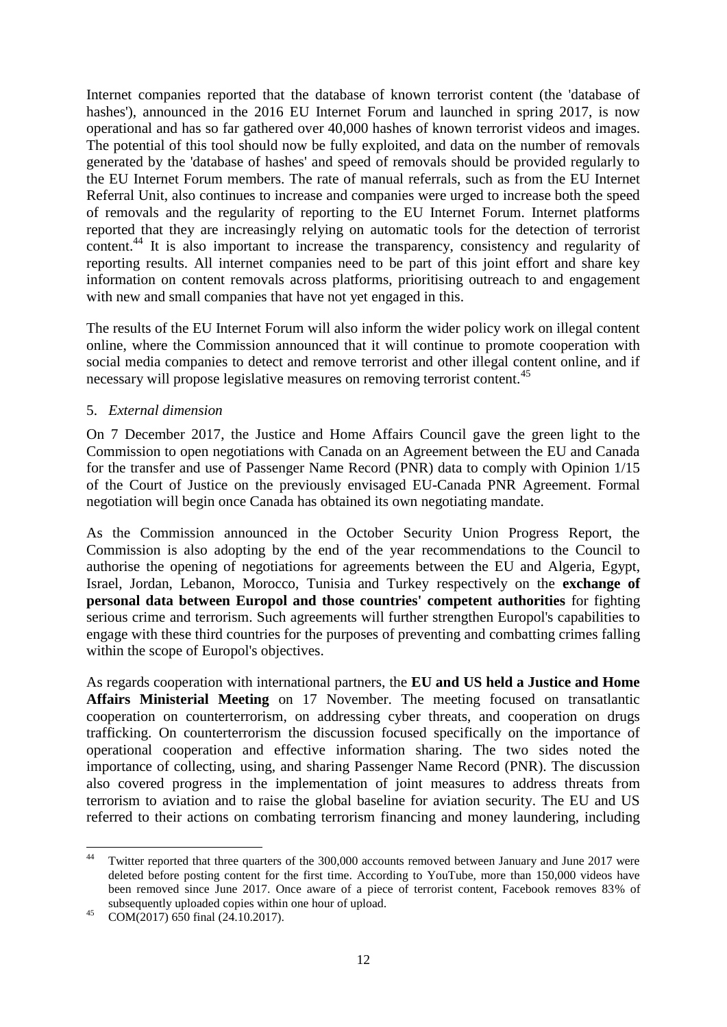Internet companies reported that the database of known terrorist content (the 'database of hashes'), announced in the 2016 EU Internet Forum and launched in spring 2017, is now operational and has so far gathered over 40,000 hashes of known terrorist videos and images. The potential of this tool should now be fully exploited, and data on the number of removals generated by the 'database of hashes' and speed of removals should be provided regularly to the EU Internet Forum members. The rate of manual referrals, such as from the EU Internet Referral Unit, also continues to increase and companies were urged to increase both the speed of removals and the regularity of reporting to the EU Internet Forum. Internet platforms reported that they are increasingly relying on automatic tools for the detection of terrorist content.[44] It is also important to increase the transparency, consistency and regularity of reporting results. All internet companies need to be part of this joint effort and share key information on content removals across platforms, prioritising outreach to and engagement with new and small companies that have not yet engaged in this.

The results of the EU Internet Forum will also inform the wider policy work on illegal content online, where the Commission announced that it will continue to promote cooperation with social media companies to detect and remove terrorist and other illegal content online, and if necessary will propose legislative measures on removing terrorist content.[45]

5. *External dimension*

On 7 December 2017, the Justice and Home Affairs Council gave the green light to the Commission to open negotiations with Canada on an Agreement between the EU and Canada for the transfer and use of Passenger Name Record (PNR) data to comply with Opinion 1/15 of the Court of Justice on the previously envisaged EU-Canada PNR Agreement. Formal negotiation will begin once Canada has obtained its own negotiating mandate.

As the Commission announced in the October Security Union Progress Report, the Commission is also adopting by the end of the year recommendations to the Council to authorise the opening of negotiations for agreements between the EU and Algeria, Egypt, Israel, Jordan, Lebanon, Morocco, Tunisia and Turkey respectively on the **exchange of personal data between Europol and those countries' competent authorities** for fighting serious crime and terrorism. Such agreements will further strengthen Europol's capabilities to engage with these third countries for the purposes of preventing and combatting crimes falling within the scope of Europol's objectives.

As regards cooperation with international partners, the **EU and US held a Justice and Home Affairs Ministerial Meeting** on 17 November. The meeting focused on transatlantic cooperation on counterterrorism, on addressing cyber threats, and cooperation on drugs trafficking. On counterterrorism the discussion focused specifically on the importance of operational cooperation and effective information sharing. The two sides noted the importance of collecting, using, and sharing Passenger Name Record (PNR). The discussion also covered progress in the implementation of joint measures to address threats from terrorism to aviation and to raise the global baseline for aviation security. The EU and US referred to their actions on combating terrorism financing and money laundering, including

---

[44] Twitter reported that three quarters of the 300,000 accounts removed between January and June 2017 were deleted before posting content for the first time. According to YouTube, more than 150,000 videos have been removed since June 2017. Once aware of a piece of terrorist content, Facebook removes 83% of subsequently uploaded copies within one hour of upload.

[45] COM(2017) 650 final (24.10.2017).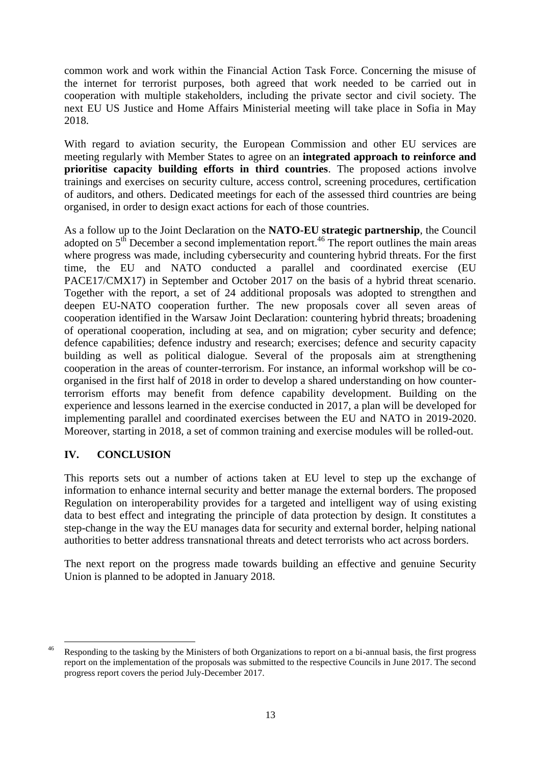common work and work within the Financial Action Task Force. Concerning the misuse of the internet for terrorist purposes, both agreed that work needed to be carried out in cooperation with multiple stakeholders, including the private sector and civil society. The next EU US Justice and Home Affairs Ministerial meeting will take place in Sofia in May 2018.

With regard to aviation security, the European Commission and other EU services are meeting regularly with Member States to agree on an **integrated approach to reinforce and prioritise capacity building efforts in third countries**. The proposed actions involve trainings and exercises on security culture, access control, screening procedures, certification of auditors, and others. Dedicated meetings for each of the assessed third countries are being organised, in order to design exact actions for each of those countries.

As a follow up to the Joint Declaration on the **NATO-EU strategic partnership**, the Council adopted on 5th December a second implementation report.[46] The report outlines the main areas where progress was made, including cybersecurity and countering hybrid threats. For the first time, the EU and NATO conducted a parallel and coordinated exercise (EU PACE17/CMX17) in September and October 2017 on the basis of a hybrid threat scenario. Together with the report, a set of 24 additional proposals was adopted to strengthen and deepen EU-NATO cooperation further. The new proposals cover all seven areas of cooperation identified in the Warsaw Joint Declaration: countering hybrid threats; broadening of operational cooperation, including at sea, and on migration; cyber security and defence; defence capabilities; defence industry and research; exercises; defence and security capacity building as well as political dialogue. Several of the proposals aim at strengthening cooperation in the areas of counter-terrorism. For instance, an informal workshop will be co-organised in the first half of 2018 in order to develop a shared understanding on how counter-terrorism efforts may benefit from defence capability development. Building on the experience and lessons learned in the exercise conducted in 2017, a plan will be developed for implementing parallel and coordinated exercises between the EU and NATO in 2019-2020. Moreover, starting in 2018, a set of common training and exercise modules will be rolled-out.

## IV. CONCLUSION

This reports sets out a number of actions taken at EU level to step up the exchange of information to enhance internal security and better manage the external borders. The proposed Regulation on interoperability provides for a targeted and intelligent way of using existing data to best effect and integrating the principle of data protection by design. It constitutes a step-change in the way the EU manages data for security and external border, helping national authorities to better address transnational threats and detect terrorists who act across borders.

The next report on the progress made towards building an effective and genuine Security Union is planned to be adopted in January 2018.

---

[46] Responding to the tasking by the Ministers of both Organizations to report on a bi-annual basis, the first progress report on the implementation of the proposals was submitted to the respective Councils in June 2017. The second progress report covers the period July-December 2017.